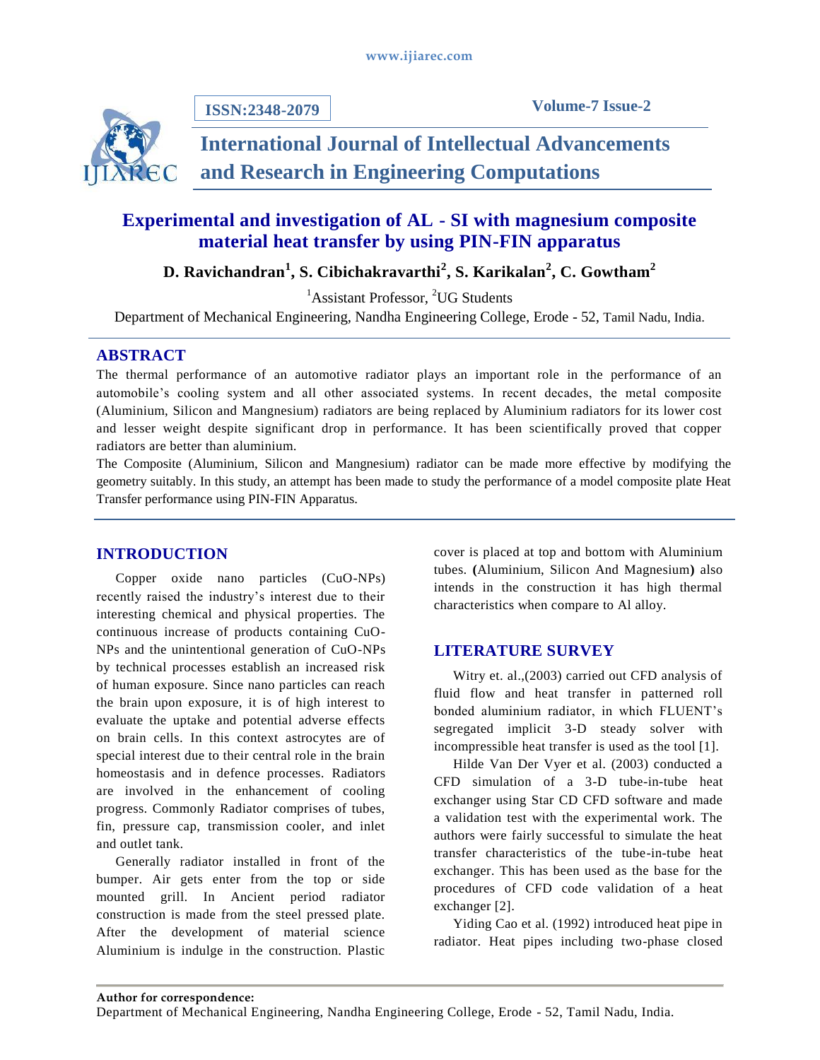# Experimental and investigation of AL - SI with magnesium composite material heat transfer by using PIN-FIN apparatus

**D. Ravichandran[1], S. Cibichakravarthi[2], S. Karikalan[2], C. Gowtham[2]**

[1]Assistant Professor, [2]UG Students

Department of Mechanical Engineering, Nandha Engineering College, Erode - 52, Tamil Nadu, India.

## ABSTRACT

The thermal performance of an automotive radiator plays an important role in the performance of an automobile's cooling system and all other associated systems. In recent decades, the metal composite (Aluminium, Silicon and Mangnesium) radiators are being replaced by Aluminium radiators for its lower cost and lesser weight despite significant drop in performance. It has been scientifically proved that copper radiators are better than aluminium.

The Composite (Aluminium, Silicon and Mangnesium) radiator can be made more effective by modifying the geometry suitably. In this study, an attempt has been made to study the performance of a model composite plate Heat Transfer performance using PIN-FIN Apparatus.

## INTRODUCTION

Copper oxide nano particles (CuO-NPs) recently raised the industry's interest due to their interesting chemical and physical properties. The continuous increase of products containing CuO-NPs and the unintentional generation of CuO-NPs by technical processes establish an increased risk of human exposure. Since nano particles can reach the brain upon exposure, it is of high interest to evaluate the uptake and potential adverse effects on brain cells. In this context astrocytes are of special interest due to their central role in the brain homeostasis and in defence processes. Radiators are involved in the enhancement of cooling progress. Commonly Radiator comprises of tubes, fin, pressure cap, transmission cooler, and inlet and outlet tank.

Generally radiator installed in front of the bumper. Air gets enter from the top or side mounted grill. In Ancient period radiator construction is made from the steel pressed plate. After the development of material science Aluminium is indulge in the construction. Plastic cover is placed at top and bottom with Aluminium tubes. **(**Aluminium, Silicon And Magnesium**)** also intends in the construction it has high thermal characteristics when compare to Al alloy.

## LITERATURE SURVEY

Witry et. al.,(2003) carried out CFD analysis of fluid flow and heat transfer in patterned roll bonded aluminium radiator, in which FLUENT's segregated implicit 3-D steady solver with incompressible heat transfer is used as the tool [1].

Hilde Van Der Vyer et al. (2003) conducted a CFD simulation of a 3-D tube-in-tube heat exchanger using Star CD CFD software and made a validation test with the experimental work. The authors were fairly successful to simulate the heat transfer characteristics of the tube-in-tube heat exchanger. This has been used as the base for the procedures of CFD code validation of a heat exchanger [2].

Yiding Cao et al. (1992) introduced heat pipe in radiator. Heat pipes including two-phase closed

**Author for correspondence:**
Department of Mechanical Engineering, Nandha Engineering College, Erode - 52, Tamil Nadu, India.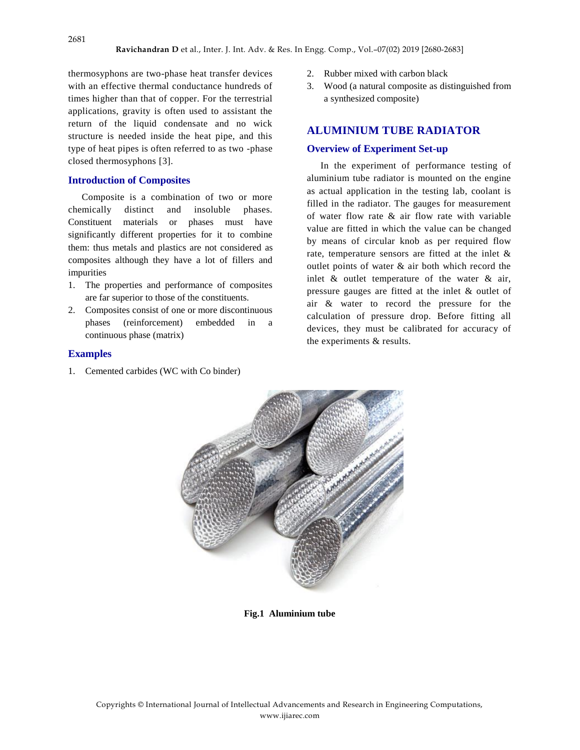thermosyphons are two-phase heat transfer devices with an effective thermal conductance hundreds of times higher than that of copper. For the terrestrial applications, gravity is often used to assistant the return of the liquid condensate and no wick structure is needed inside the heat pipe, and this type of heat pipes is often referred to as two -phase closed thermosyphons [3].

### Introduction of Composites

Composite is a combination of two or more chemically distinct and insoluble phases. Constituent materials or phases must have significantly different properties for it to combine them: thus metals and plastics are not considered as composites although they have a lot of fillers and impurities

1. The properties and performance of composites are far superior to those of the constituents.
2. Composites consist of one or more discontinuous phases (reinforcement) embedded in a continuous phase (matrix)

### Examples

1. Cemented carbides (WC with Co binder)
2. Rubber mixed with carbon black
3. Wood (a natural composite as distinguished from a synthesized composite)

## ALUMINIUM TUBE RADIATOR

### Overview of Experiment Set-up

In the experiment of performance testing of aluminium tube radiator is mounted on the engine as actual application in the testing lab, coolant is filled in the radiator. The gauges for measurement of water flow rate & air flow rate with variable value are fitted in which the value can be changed by means of circular knob as per required flow rate, temperature sensors are fitted at the inlet & outlet points of water & air both which record the inlet & outlet temperature of the water & air, pressure gauges are fitted at the inlet & outlet of air & water to record the pressure for the calculation of pressure drop. Before fitting all devices, they must be calibrated for accuracy of the experiments & results.

**Fig.1 Aluminium tube**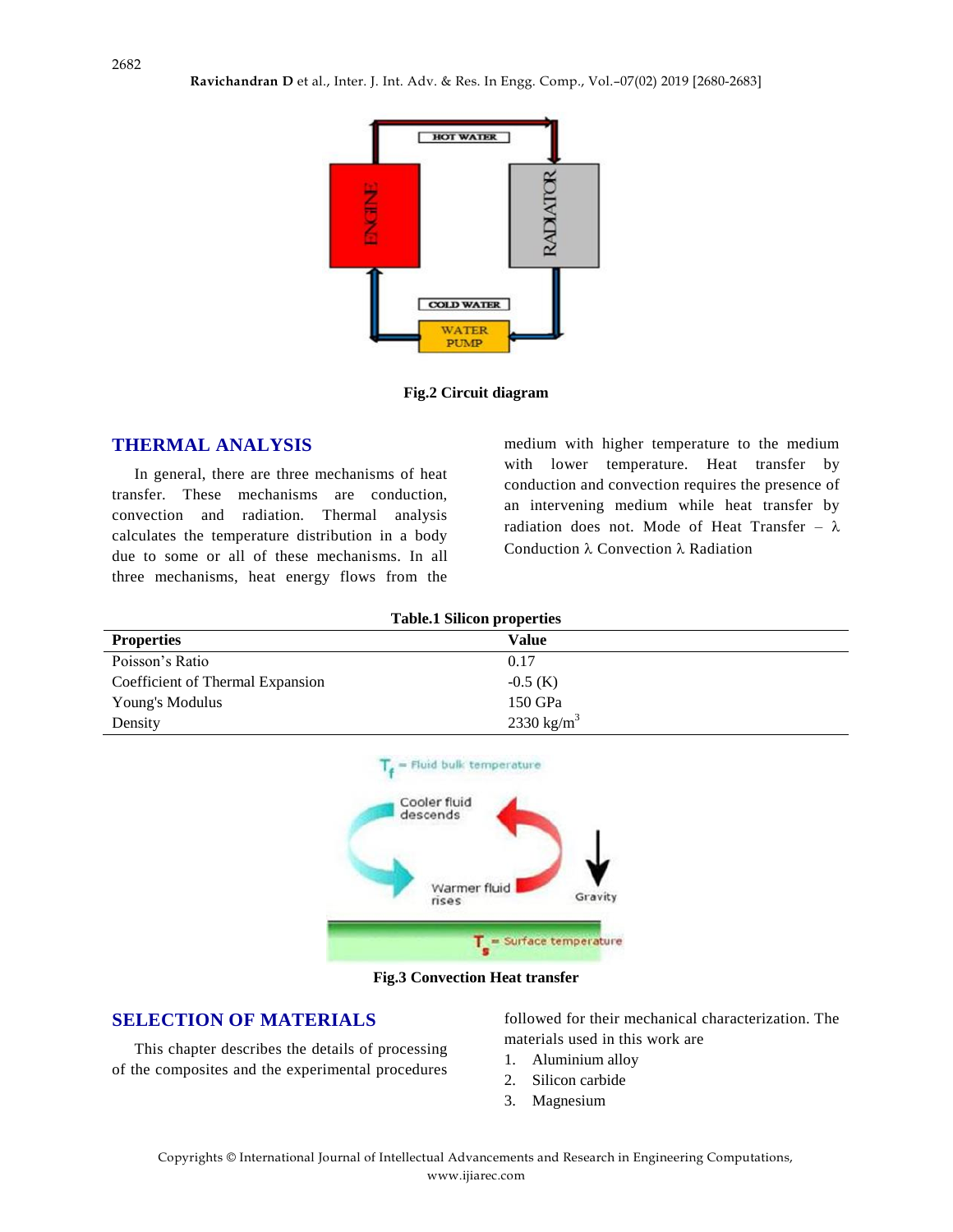Fig.2 Circuit diagram

## THERMAL ANALYSIS

In general, there are three mechanisms of heat transfer. These mechanisms are conduction, convection and radiation. Thermal analysis calculates the temperature distribution in a body due to some or all of these mechanisms. In all three mechanisms, heat energy flows from the medium with higher temperature to the medium with lower temperature. Heat transfer by conduction and convection requires the presence of an intervening medium while heat transfer by radiation does not. Mode of Heat Transfer – λ Conduction λ Convection λ Radiation

**Table.1 Silicon properties**

| Properties | Value |
|---|---|
| Poisson's Ratio | 0.17 |
| Coefficient of Thermal Expansion | -0.5 (K) |
| Young's Modulus | 150 GPa |
| Density | 2330 kg/m$^3$ |

Fig.3 Convection Heat transfer

## SELECTION OF MATERIALS

This chapter describes the details of processing of the composites and the experimental procedures followed for their mechanical characterization. The materials used in this work are

1. Aluminium alloy
2. Silicon carbide
3. Magnesium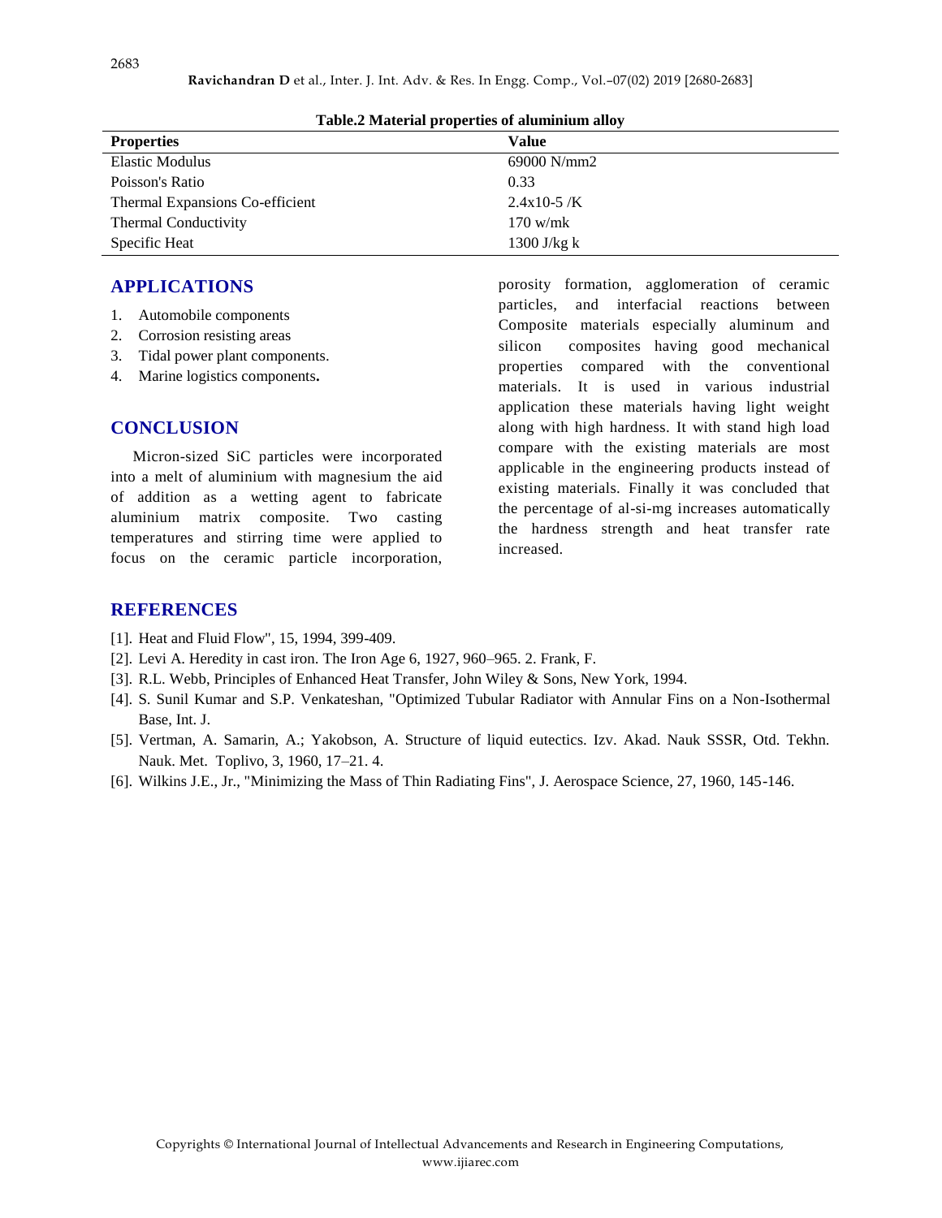**Table.2 Material properties of aluminium alloy**

| Properties | Value |
|---|---|
| Elastic Modulus | 69000 N/mm2 |
| Poisson's Ratio | 0.33 |
| Thermal Expansions Co-efficient | 2.4x10-5 /K |
| Thermal Conductivity | 170 w/mk |
| Specific Heat | 1300 J/kg k |

## APPLICATIONS

1. Automobile components
2. Corrosion resisting areas
3. Tidal power plant components.
4. Marine logistics components**.**

## CONCLUSION

Micron-sized SiC particles were incorporated into a melt of aluminium with magnesium the aid of addition as a wetting agent to fabricate aluminium matrix composite. Two casting temperatures and stirring time were applied to focus on the ceramic particle incorporation, porosity formation, agglomeration of ceramic particles, and interfacial reactions between Composite materials especially aluminum and silicon composites having good mechanical properties compared with the conventional materials. It is used in various industrial application these materials having light weight along with high hardness. It with stand high load compare with the existing materials are most applicable in the engineering products instead of existing materials. Finally it was concluded that the percentage of al-si-mg increases automatically the hardness strength and heat transfer rate increased.

## REFERENCES

[1]. Heat and Fluid Flow", 15, 1994, 399-409.

[2]. Levi A. Heredity in cast iron. The Iron Age 6, 1927, 960–965. 2. Frank, F.

[3]. R.L. Webb, Principles of Enhanced Heat Transfer, John Wiley & Sons, New York, 1994.

[4]. S. Sunil Kumar and S.P. Venkateshan, "Optimized Tubular Radiator with Annular Fins on a Non-Isothermal Base, Int. J.

[5]. Vertman, A. Samarin, A.; Yakobson, A. Structure of liquid eutectics. Izv. Akad. Nauk SSSR, Otd. Tekhn. Nauk. Met. Toplivo, 3, 1960, 17–21. 4.

[6]. Wilkins J.E., Jr., "Minimizing the Mass of Thin Radiating Fins", J. Aerospace Science, 27, 1960, 145-146.